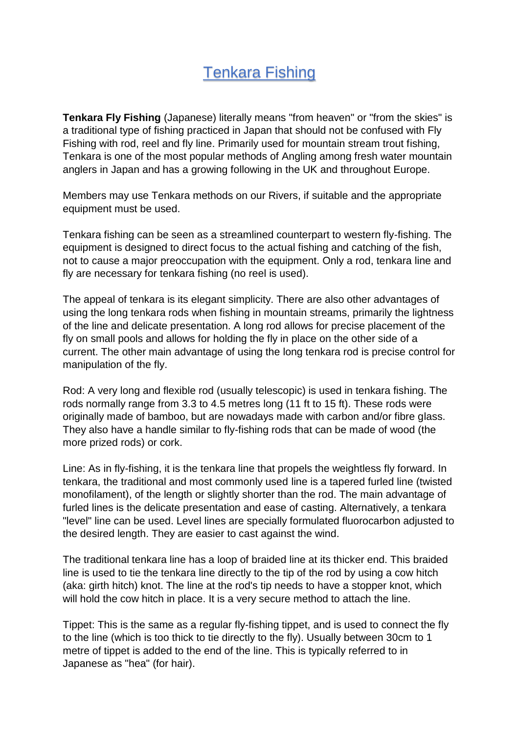# Tenkara Fishing

**Tenkara Fly Fishing** (Japanese) literally means "from heaven" or "from the skies" is a traditional type of fishing practiced in Japan that should not be confused with Fly Fishing with rod, reel and fly line. Primarily used for mountain stream trout fishing, Tenkara is one of the most popular methods of Angling among fresh water mountain anglers in Japan and has a growing following in the UK and throughout Europe.

Members may use Tenkara methods on our Rivers, if suitable and the appropriate equipment must be used.

Tenkara fishing can be seen as a streamlined counterpart to western fly-fishing. The equipment is designed to direct focus to the actual fishing and catching of the fish, not to cause a major preoccupation with the equipment. Only a rod, tenkara line and fly are necessary for tenkara fishing (no reel is used).

The appeal of tenkara is its elegant simplicity. There are also other advantages of using the long tenkara rods when fishing in mountain streams, primarily the lightness of the line and delicate presentation. A long rod allows for precise placement of the fly on small pools and allows for holding the fly in place on the other side of a current. The other main advantage of using the long tenkara rod is precise control for manipulation of the fly.

Rod: A very long and flexible rod (usually telescopic) is used in tenkara fishing. The rods normally range from 3.3 to 4.5 metres long (11 ft to 15 ft). These rods were originally made of bamboo, but are nowadays made with carbon and/or fibre glass. They also have a handle similar to fly-fishing rods that can be made of wood (the more prized rods) or cork.

Line: As in fly-fishing, it is the tenkara line that propels the weightless fly forward. In tenkara, the traditional and most commonly used line is a tapered furled line (twisted monofilament), of the length or slightly shorter than the rod. The main advantage of furled lines is the delicate presentation and ease of casting. Alternatively, a tenkara "level" line can be used. Level lines are specially formulated fluorocarbon adjusted to the desired length. They are easier to cast against the wind.

The traditional tenkara line has a loop of braided line at its thicker end. This braided line is used to tie the tenkara line directly to the tip of the rod by using a cow hitch (aka: girth hitch) knot. The line at the rod's tip needs to have a stopper knot, which will hold the cow hitch in place. It is a very secure method to attach the line.

Tippet: This is the same as a regular fly-fishing tippet, and is used to connect the fly to the line (which is too thick to tie directly to the fly). Usually between 30cm to 1 metre of tippet is added to the end of the line. This is typically referred to in Japanese as "hea" (for hair).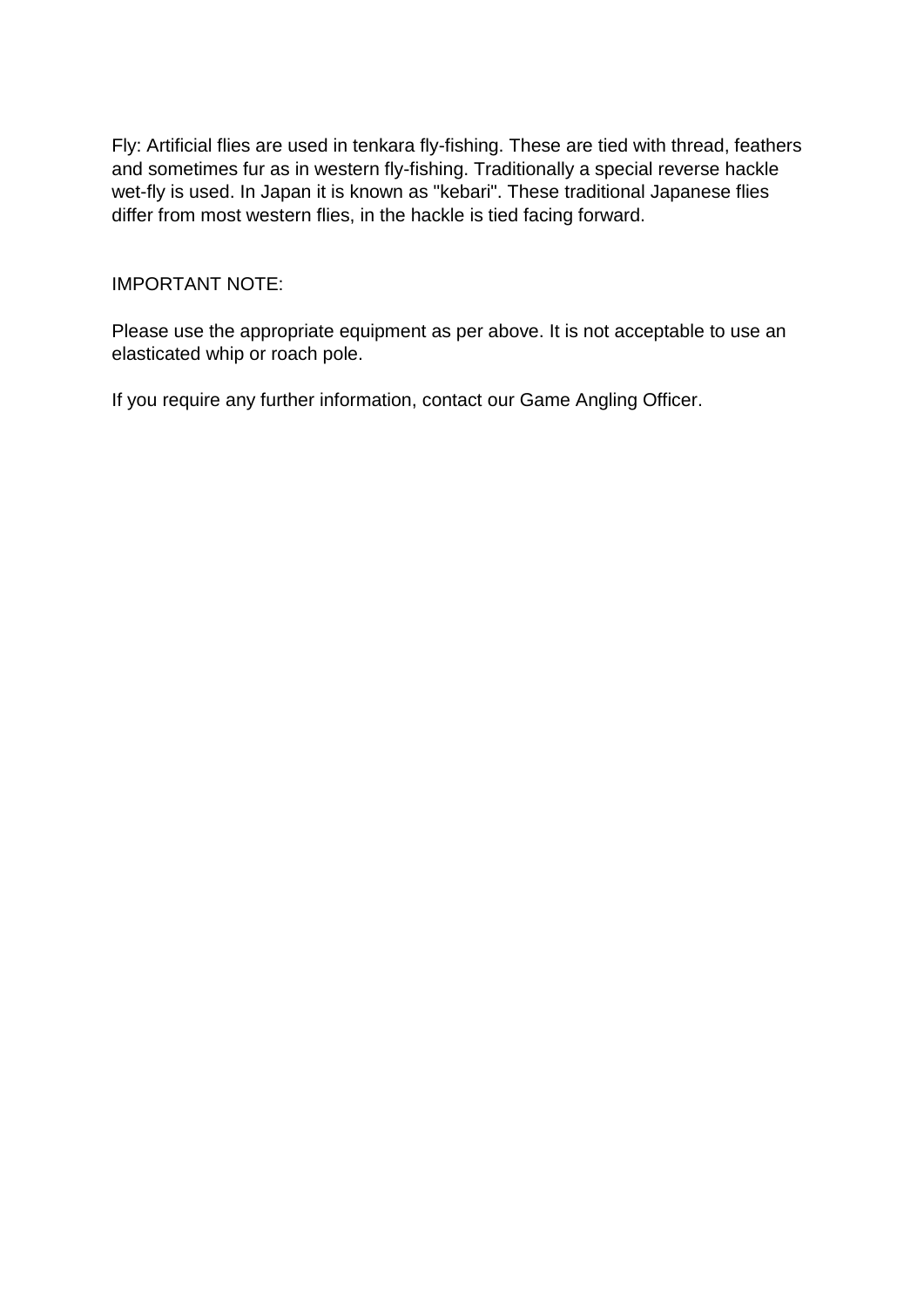Fly: Artificial flies are used in tenkara fly-fishing. These are tied with thread, feathers and sometimes fur as in western fly-fishing. Traditionally a special reverse hackle wet-fly is used. In Japan it is known as "kebari". These traditional Japanese flies differ from most western flies, in the hackle is tied facing forward.

IMPORTANT NOTE:

Please use the appropriate equipment as per above. It is not acceptable to use an elasticated whip or roach pole.

If you require any further information, contact our Game Angling Officer.